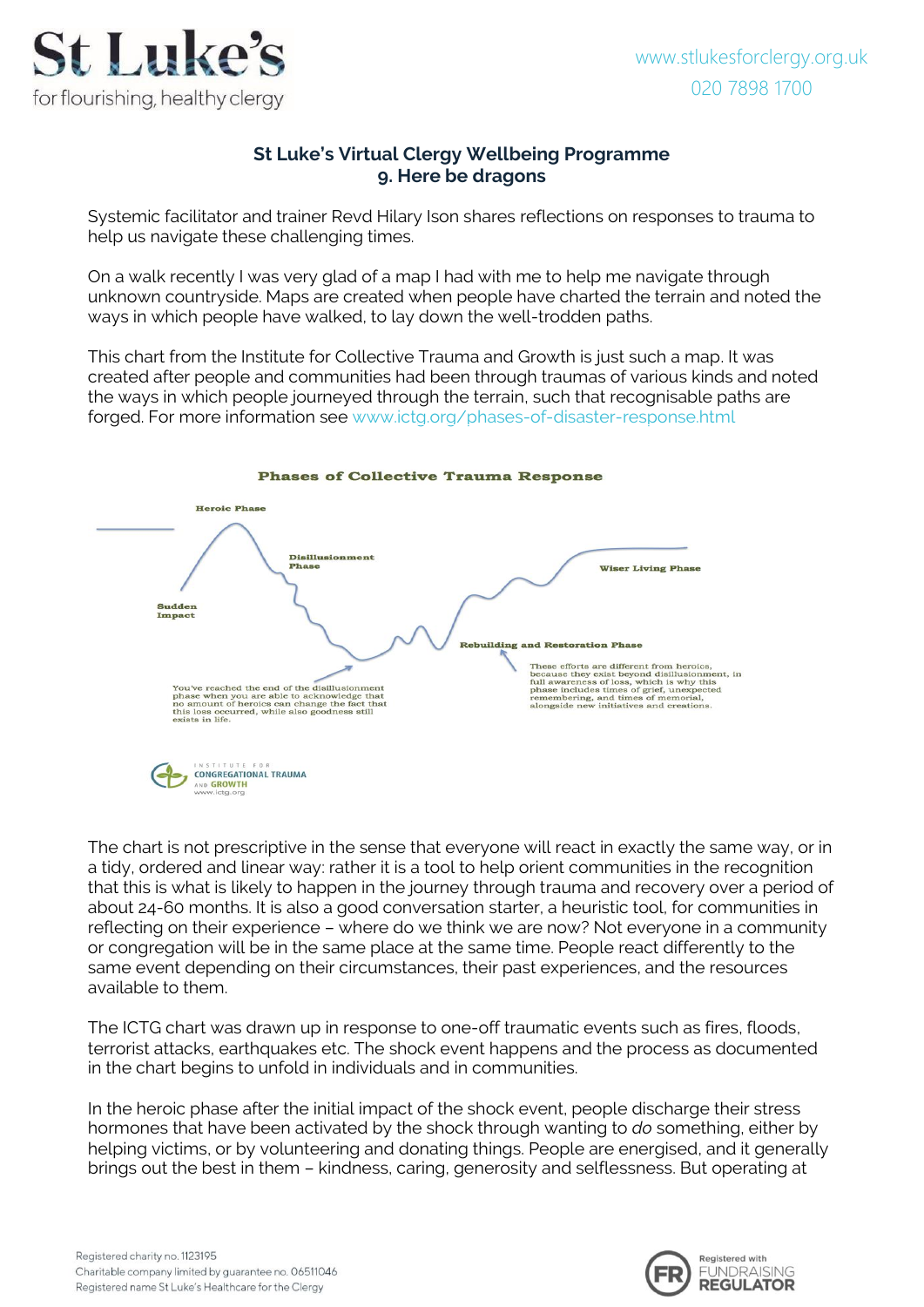# St Luke's Virtual Clergy Wellbeing Programme
## 9. Here be dragons

Systemic facilitator and trainer Revd Hilary Ison shares reflections on responses to trauma to help us navigate these challenging times.

On a walk recently I was very glad of a map I had with me to help me navigate through unknown countryside. Maps are created when people have charted the terrain and noted the ways in which people have walked, to lay down the well-trodden paths.

This chart from the Institute for Collective Trauma and Growth is just such a map. It was created after people and communities had been through traumas of various kinds and noted the ways in which people journeyed through the terrain, such that recognisable paths are forged. For more information see www.ictg.org/phases-of-disaster-response.html

**Phases of Collective Trauma Response**

Heroic Phase

Disillusionment Phase

Wiser Living Phase

Sudden Impact

Rebuilding and Restoration Phase

You've reached the end of the disillusionment phase when you are able to acknowledge that no amount of heroics can change the fact that this loss occurred, while also goodness still exists in life.

These efforts are different from heroics, because they exist beyond disillusionment, in full awareness of loss, which is why this phase includes times of grief, unexpected remembering, and times of memorial, alongside new initiatives and creations.

Institute for Congregational Trauma and Growth
www.ictg.org

The chart is not prescriptive in the sense that everyone will react in exactly the same way, or in a tidy, ordered and linear way: rather it is a tool to help orient communities in the recognition that this is what is likely to happen in the journey through trauma and recovery over a period of about 24-60 months. It is also a good conversation starter, a heuristic tool, for communities in reflecting on their experience – where do we think we are now? Not everyone in a community or congregation will be in the same place at the same time. People react differently to the same event depending on their circumstances, their past experiences, and the resources available to them.

The ICTG chart was drawn up in response to one-off traumatic events such as fires, floods, terrorist attacks, earthquakes etc. The shock event happens and the process as documented in the chart begins to unfold in individuals and in communities.

In the heroic phase after the initial impact of the shock event, people discharge their stress hormones that have been activated by the shock through wanting to *do* something, either by helping victims, or by volunteering and donating things. People are energised, and it generally brings out the best in them – kindness, caring, generosity and selflessness. But operating at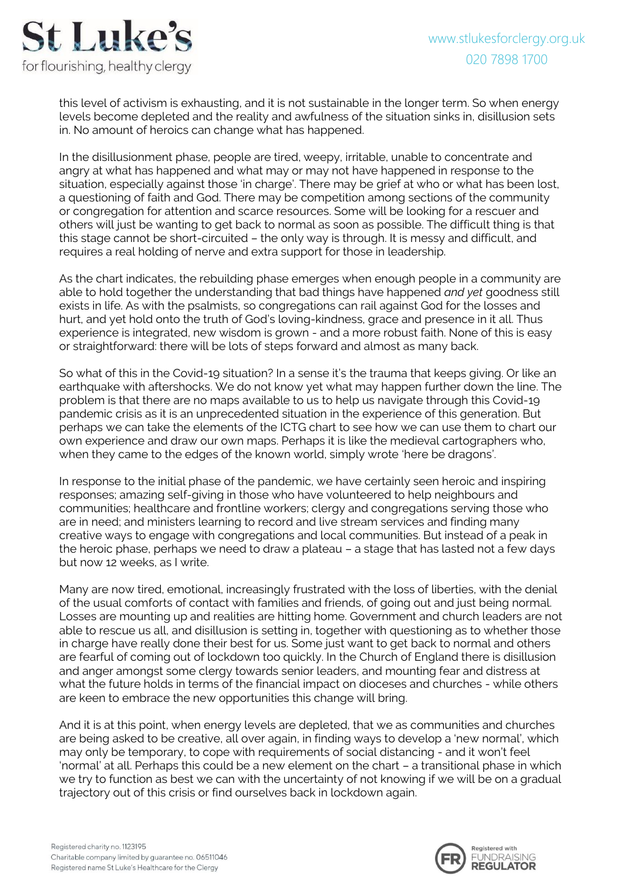this level of activism is exhausting, and it is not sustainable in the longer term. So when energy levels become depleted and the reality and awfulness of the situation sinks in, disillusion sets in. No amount of heroics can change what has happened.

In the disillusionment phase, people are tired, weepy, irritable, unable to concentrate and angry at what has happened and what may or may not have happened in response to the situation, especially against those 'in charge'. There may be grief at who or what has been lost, a questioning of faith and God. There may be competition among sections of the community or congregation for attention and scarce resources. Some will be looking for a rescuer and others will just be wanting to get back to normal as soon as possible. The difficult thing is that this stage cannot be short-circuited – the only way is through. It is messy and difficult, and requires a real holding of nerve and extra support for those in leadership.

As the chart indicates, the rebuilding phase emerges when enough people in a community are able to hold together the understanding that bad things have happened *and yet* goodness still exists in life. As with the psalmists, so congregations can rail against God for the losses and hurt, and yet hold onto the truth of God's loving-kindness, grace and presence in it all. Thus experience is integrated, new wisdom is grown - and a more robust faith. None of this is easy or straightforward: there will be lots of steps forward and almost as many back.

So what of this in the Covid-19 situation? In a sense it's the trauma that keeps giving. Or like an earthquake with aftershocks. We do not know yet what may happen further down the line. The problem is that there are no maps available to us to help us navigate through this Covid-19 pandemic crisis as it is an unprecedented situation in the experience of this generation. But perhaps we can take the elements of the ICTG chart to see how we can use them to chart our own experience and draw our own maps. Perhaps it is like the medieval cartographers who, when they came to the edges of the known world, simply wrote 'here be dragons'.

In response to the initial phase of the pandemic, we have certainly seen heroic and inspiring responses; amazing self-giving in those who have volunteered to help neighbours and communities; healthcare and frontline workers; clergy and congregations serving those who are in need; and ministers learning to record and live stream services and finding many creative ways to engage with congregations and local communities. But instead of a peak in the heroic phase, perhaps we need to draw a plateau – a stage that has lasted not a few days but now 12 weeks, as I write.

Many are now tired, emotional, increasingly frustrated with the loss of liberties, with the denial of the usual comforts of contact with families and friends, of going out and just being normal. Losses are mounting up and realities are hitting home. Government and church leaders are not able to rescue us all, and disillusion is setting in, together with questioning as to whether those in charge have really done their best for us. Some just want to get back to normal and others are fearful of coming out of lockdown too quickly. In the Church of England there is disillusion and anger amongst some clergy towards senior leaders, and mounting fear and distress at what the future holds in terms of the financial impact on dioceses and churches - while others are keen to embrace the new opportunities this change will bring.

And it is at this point, when energy levels are depleted, that we as communities and churches are being asked to be creative, all over again, in finding ways to develop a 'new normal', which may only be temporary, to cope with requirements of social distancing - and it won't feel 'normal' at all. Perhaps this could be a new element on the chart – a transitional phase in which we try to function as best we can with the uncertainty of not knowing if we will be on a gradual trajectory out of this crisis or find ourselves back in lockdown again.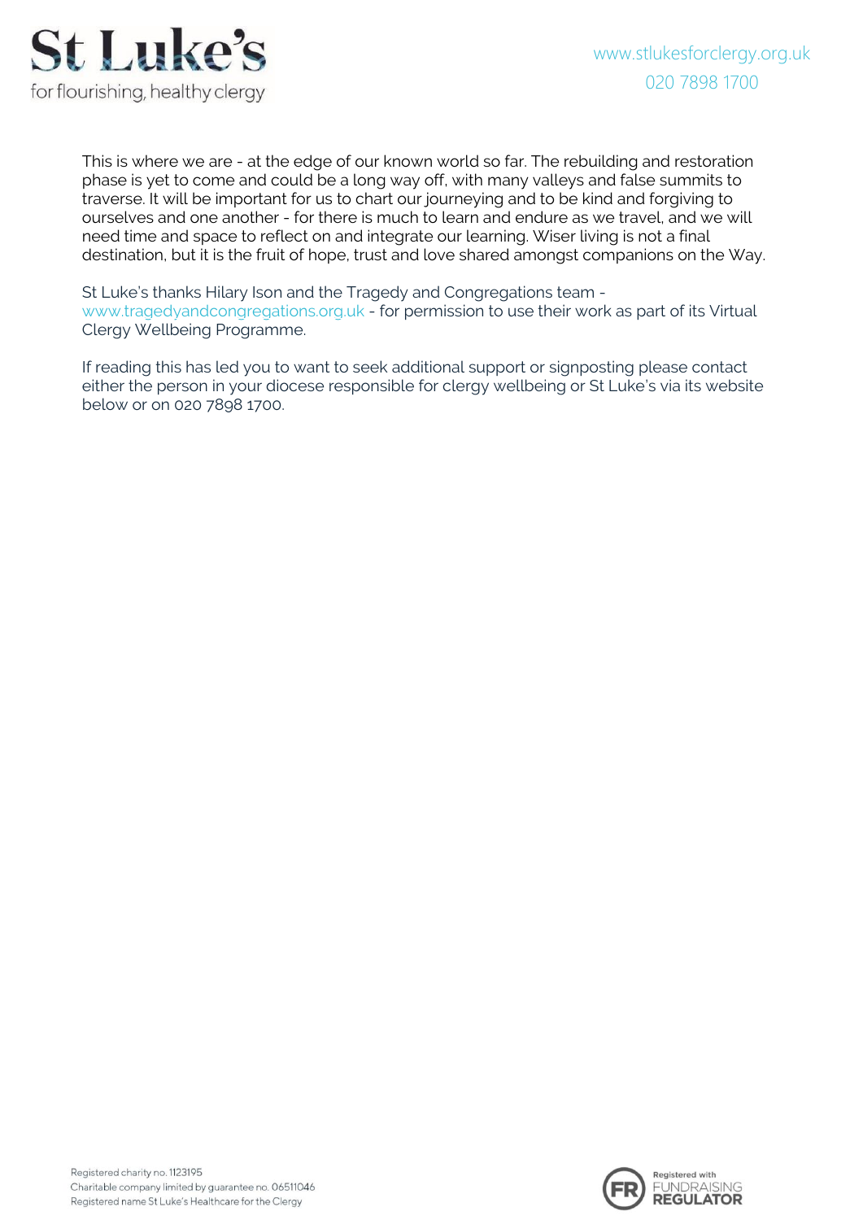This is where we are - at the edge of our known world so far. The rebuilding and restoration phase is yet to come and could be a long way off, with many valleys and false summits to traverse. It will be important for us to chart our journeying and to be kind and forgiving to ourselves and one another - for there is much to learn and endure as we travel, and we will need time and space to reflect on and integrate our learning. Wiser living is not a final destination, but it is the fruit of hope, trust and love shared amongst companions on the Way.

St Luke's thanks Hilary Ison and the Tragedy and Congregations team - www.tragedyandcongregations.org.uk - for permission to use their work as part of its Virtual Clergy Wellbeing Programme.

If reading this has led you to want to seek additional support or signposting please contact either the person in your diocese responsible for clergy wellbeing or St Luke's via its website below or on 020 7898 1700.